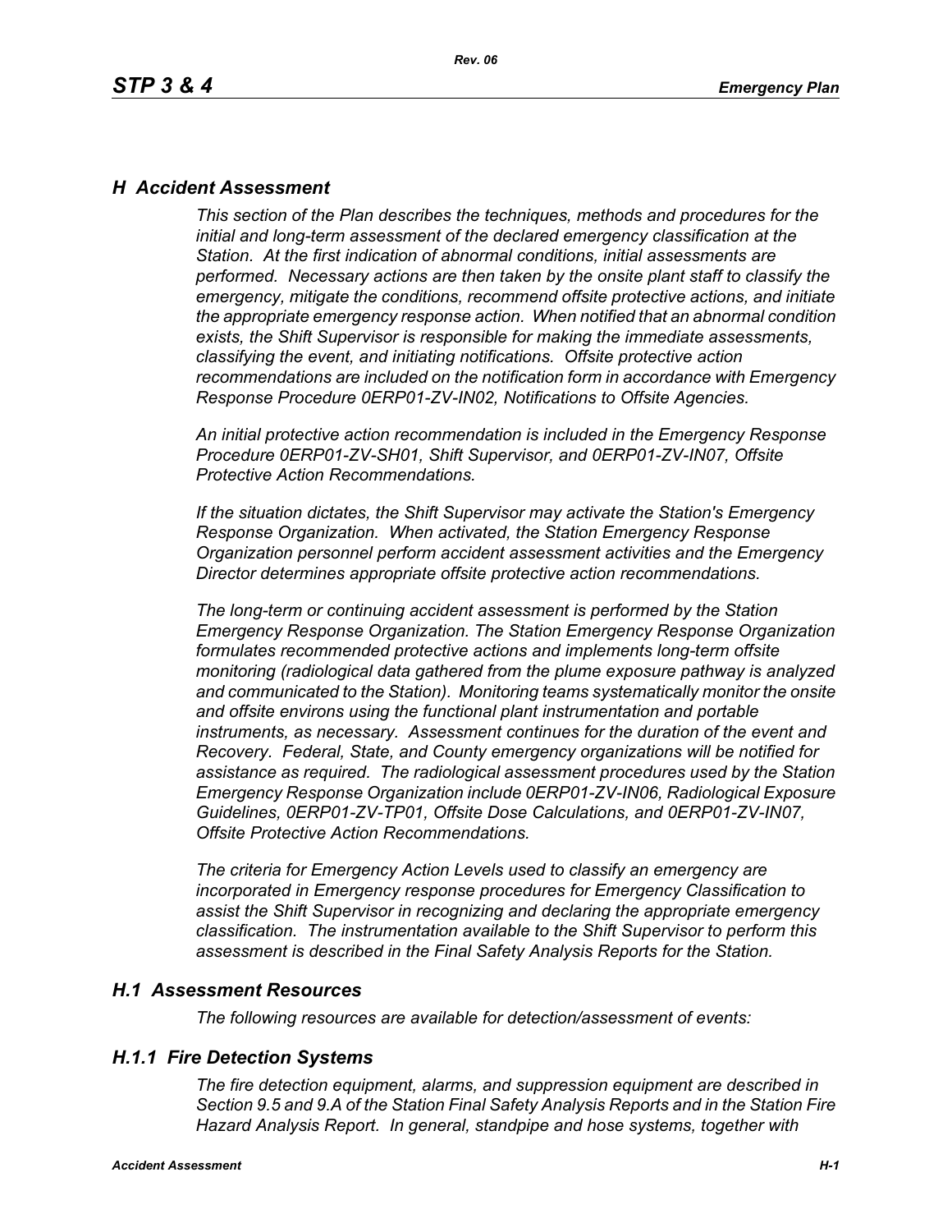# H Accident Assessment

*This section of the Plan describes the techniques, methods and procedures for the initial and long-term assessment of the declared emergency classification at the Station. At the first indication of abnormal conditions, initial assessments are performed. Necessary actions are then taken by the onsite plant staff to classify the emergency, mitigate the conditions, recommend offsite protective actions, and initiate the appropriate emergency response action. When notified that an abnormal condition exists, the Shift Supervisor is responsible for making the immediate assessments, classifying the event, and initiating notifications. Offsite protective action recommendations are included on the notification form in accordance with Emergency Response Procedure 0ERP01-ZV-IN02, Notifications to Offsite Agencies.*

*An initial protective action recommendation is included in the Emergency Response Procedure 0ERP01-ZV-SH01, Shift Supervisor, and 0ERP01-ZV-IN07, Offsite Protective Action Recommendations.*

*If the situation dictates, the Shift Supervisor may activate the Station's Emergency Response Organization. When activated, the Station Emergency Response Organization personnel perform accident assessment activities and the Emergency Director determines appropriate offsite protective action recommendations.*

*The long-term or continuing accident assessment is performed by the Station Emergency Response Organization. The Station Emergency Response Organization formulates recommended protective actions and implements long-term offsite monitoring (radiological data gathered from the plume exposure pathway is analyzed and communicated to the Station). Monitoring teams systematically monitor the onsite and offsite environs using the functional plant instrumentation and portable instruments, as necessary. Assessment continues for the duration of the event and Recovery. Federal, State, and County emergency organizations will be notified for assistance as required. The radiological assessment procedures used by the Station Emergency Response Organization include 0ERP01-ZV-IN06, Radiological Exposure Guidelines, 0ERP01-ZV-TP01, Offsite Dose Calculations, and 0ERP01-ZV-IN07, Offsite Protective Action Recommendations.*

*The criteria for Emergency Action Levels used to classify an emergency are incorporated in Emergency response procedures for Emergency Classification to assist the Shift Supervisor in recognizing and declaring the appropriate emergency classification. The instrumentation available to the Shift Supervisor to perform this assessment is described in the Final Safety Analysis Reports for the Station.*

## H.1 Assessment Resources

*The following resources are available for detection/assessment of events:*

### H.1.1 Fire Detection Systems

*The fire detection equipment, alarms, and suppression equipment are described in Section 9.5 and 9.A of the Station Final Safety Analysis Reports and in the Station Fire Hazard Analysis Report. In general, standpipe and hose systems, together with*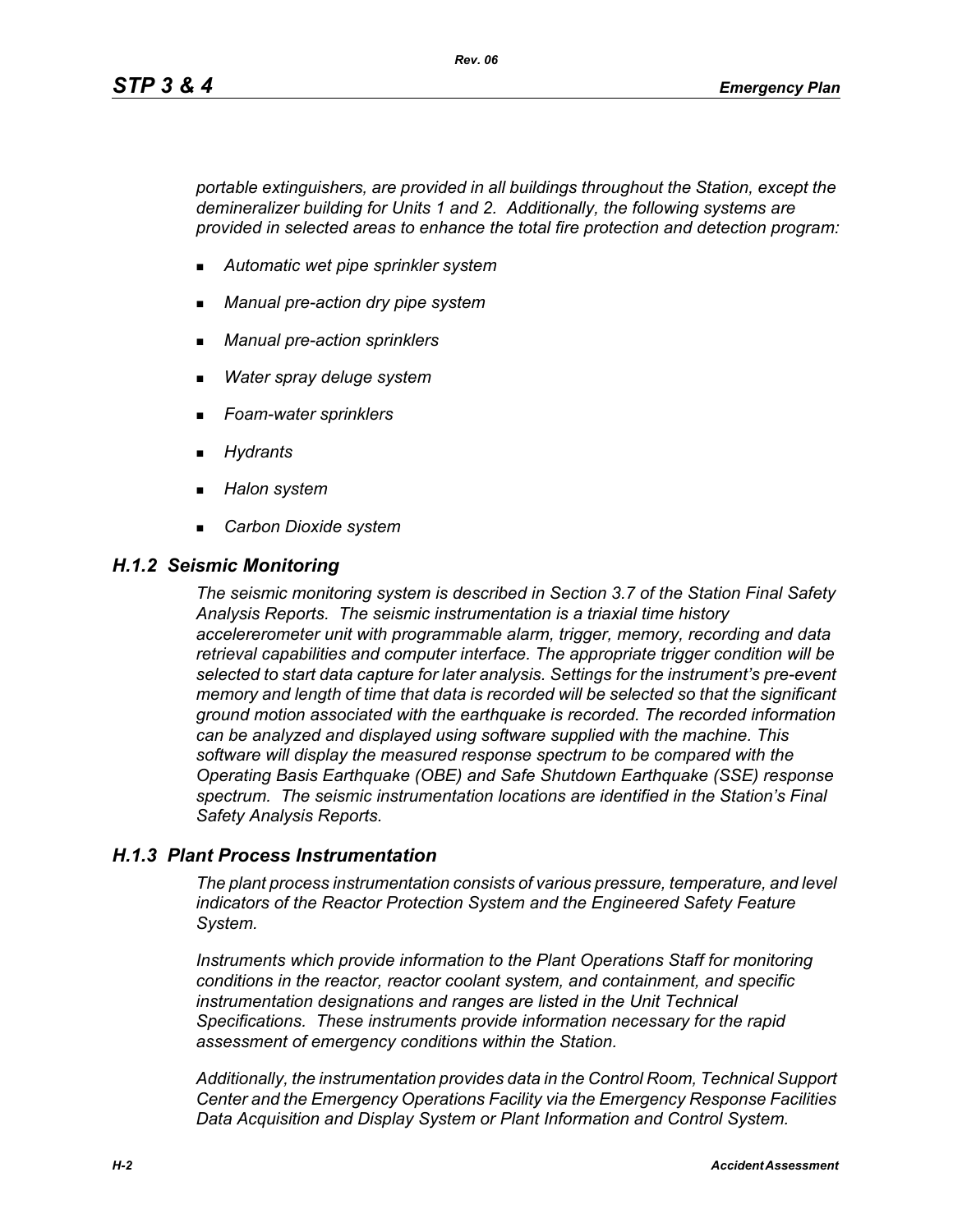*portable extinguishers, are provided in all buildings throughout the Station, except the demineralizer building for Units 1 and 2. Additionally, the following systems are provided in selected areas to enhance the total fire protection and detection program:*

- *Automatic wet pipe sprinkler system*
- *Manual pre-action dry pipe system*
- *Manual pre-action sprinklers*
- *Water spray deluge system*
- *Foam-water sprinklers*
- *Hydrants*
- *Halon system*
- *Carbon Dioxide system*

### *H.1.2 Seismic Monitoring*

*The seismic monitoring system is described in Section 3.7 of the Station Final Safety Analysis Reports. The seismic instrumentation is a triaxial time history accelererometer unit with programmable alarm, trigger, memory, recording and data retrieval capabilities and computer interface. The appropriate trigger condition will be selected to start data capture for later analysis. Settings for the instrument's pre-event memory and length of time that data is recorded will be selected so that the significant ground motion associated with the earthquake is recorded. The recorded information can be analyzed and displayed using software supplied with the machine. This software will display the measured response spectrum to be compared with the Operating Basis Earthquake (OBE) and Safe Shutdown Earthquake (SSE) response spectrum. The seismic instrumentation locations are identified in the Station's Final Safety Analysis Reports.*

### *H.1.3 Plant Process Instrumentation*

*The plant process instrumentation consists of various pressure, temperature, and level indicators of the Reactor Protection System and the Engineered Safety Feature System.*

*Instruments which provide information to the Plant Operations Staff for monitoring conditions in the reactor, reactor coolant system, and containment, and specific instrumentation designations and ranges are listed in the Unit Technical Specifications. These instruments provide information necessary for the rapid assessment of emergency conditions within the Station.*

*Additionally, the instrumentation provides data in the Control Room, Technical Support Center and the Emergency Operations Facility via the Emergency Response Facilities Data Acquisition and Display System or Plant Information and Control System.*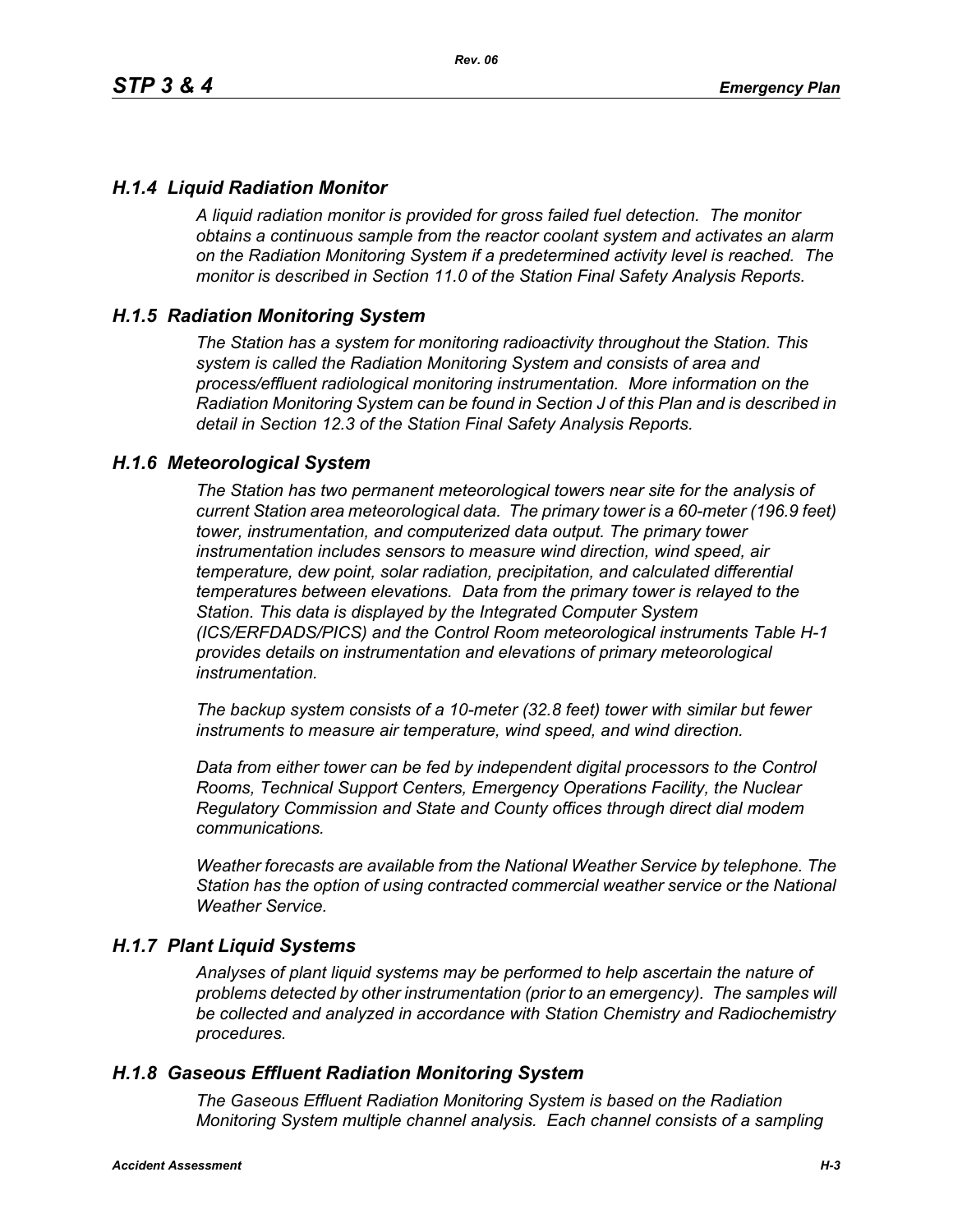## *H.1.4 Liquid Radiation Monitor*

*A liquid radiation monitor is provided for gross failed fuel detection. The monitor obtains a continuous sample from the reactor coolant system and activates an alarm on the Radiation Monitoring System if a predetermined activity level is reached. The monitor is described in Section 11.0 of the Station Final Safety Analysis Reports.*

## *H.1.5 Radiation Monitoring System*

*The Station has a system for monitoring radioactivity throughout the Station. This system is called the Radiation Monitoring System and consists of area and process/effluent radiological monitoring instrumentation. More information on the Radiation Monitoring System can be found in Section J of this Plan and is described in detail in Section 12.3 of the Station Final Safety Analysis Reports.*

## *H.1.6 Meteorological System*

*The Station has two permanent meteorological towers near site for the analysis of current Station area meteorological data. The primary tower is a 60-meter (196.9 feet) tower, instrumentation, and computerized data output. The primary tower instrumentation includes sensors to measure wind direction, wind speed, air temperature, dew point, solar radiation, precipitation, and calculated differential temperatures between elevations. Data from the primary tower is relayed to the Station. This data is displayed by the Integrated Computer System (ICS/ERFDADS/PICS) and the Control Room meteorological instruments Table H-1 provides details on instrumentation and elevations of primary meteorological instrumentation.*

*The backup system consists of a 10-meter (32.8 feet) tower with similar but fewer instruments to measure air temperature, wind speed, and wind direction.*

*Data from either tower can be fed by independent digital processors to the Control Rooms, Technical Support Centers, Emergency Operations Facility, the Nuclear Regulatory Commission and State and County offices through direct dial modem communications.*

*Weather forecasts are available from the National Weather Service by telephone. The Station has the option of using contracted commercial weather service or the National Weather Service.*

## *H.1.7 Plant Liquid Systems*

*Analyses of plant liquid systems may be performed to help ascertain the nature of problems detected by other instrumentation (prior to an emergency). The samples will be collected and analyzed in accordance with Station Chemistry and Radiochemistry procedures.*

## *H.1.8 Gaseous Effluent Radiation Monitoring System*

*The Gaseous Effluent Radiation Monitoring System is based on the Radiation Monitoring System multiple channel analysis. Each channel consists of a sampling*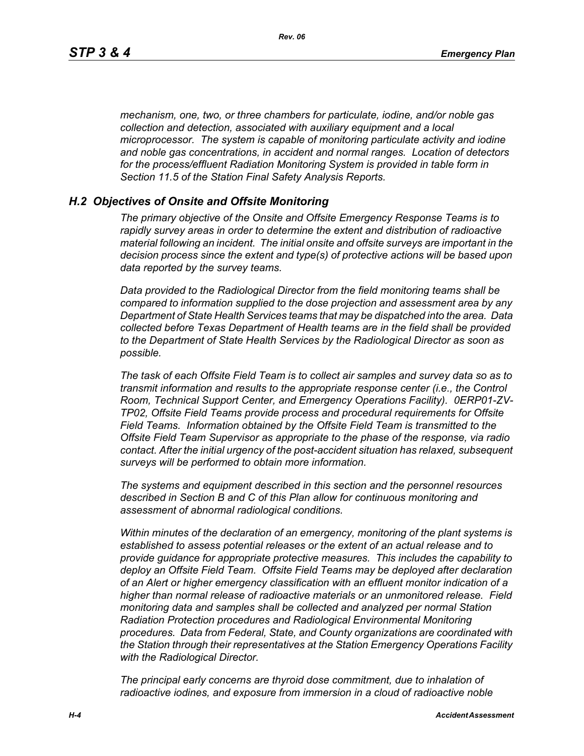*mechanism, one, two, or three chambers for particulate, iodine, and/or noble gas collection and detection, associated with auxiliary equipment and a local microprocessor. The system is capable of monitoring particulate activity and iodine and noble gas concentrations, in accident and normal ranges. Location of detectors for the process/effluent Radiation Monitoring System is provided in table form in Section 11.5 of the Station Final Safety Analysis Reports.*

## *H.2 Objectives of Onsite and Offsite Monitoring*

*The primary objective of the Onsite and Offsite Emergency Response Teams is to rapidly survey areas in order to determine the extent and distribution of radioactive material following an incident. The initial onsite and offsite surveys are important in the decision process since the extent and type(s) of protective actions will be based upon data reported by the survey teams.*

*Data provided to the Radiological Director from the field monitoring teams shall be compared to information supplied to the dose projection and assessment area by any Department of State Health Services teams that may be dispatched into the area. Data collected before Texas Department of Health teams are in the field shall be provided to the Department of State Health Services by the Radiological Director as soon as possible.*

*The task of each Offsite Field Team is to collect air samples and survey data so as to transmit information and results to the appropriate response center (i.e., the Control Room, Technical Support Center, and Emergency Operations Facility). 0ERP01-ZV-TP02, Offsite Field Teams provide process and procedural requirements for Offsite Field Teams. Information obtained by the Offsite Field Team is transmitted to the Offsite Field Team Supervisor as appropriate to the phase of the response, via radio contact. After the initial urgency of the post-accident situation has relaxed, subsequent surveys will be performed to obtain more information.*

*The systems and equipment described in this section and the personnel resources described in Section B and C of this Plan allow for continuous monitoring and assessment of abnormal radiological conditions.*

*Within minutes of the declaration of an emergency, monitoring of the plant systems is established to assess potential releases or the extent of an actual release and to provide guidance for appropriate protective measures. This includes the capability to deploy an Offsite Field Team. Offsite Field Teams may be deployed after declaration of an Alert or higher emergency classification with an effluent monitor indication of a higher than normal release of radioactive materials or an unmonitored release. Field monitoring data and samples shall be collected and analyzed per normal Station Radiation Protection procedures and Radiological Environmental Monitoring procedures. Data from Federal, State, and County organizations are coordinated with the Station through their representatives at the Station Emergency Operations Facility with the Radiological Director.*

*The principal early concerns are thyroid dose commitment, due to inhalation of radioactive iodines, and exposure from immersion in a cloud of radioactive noble*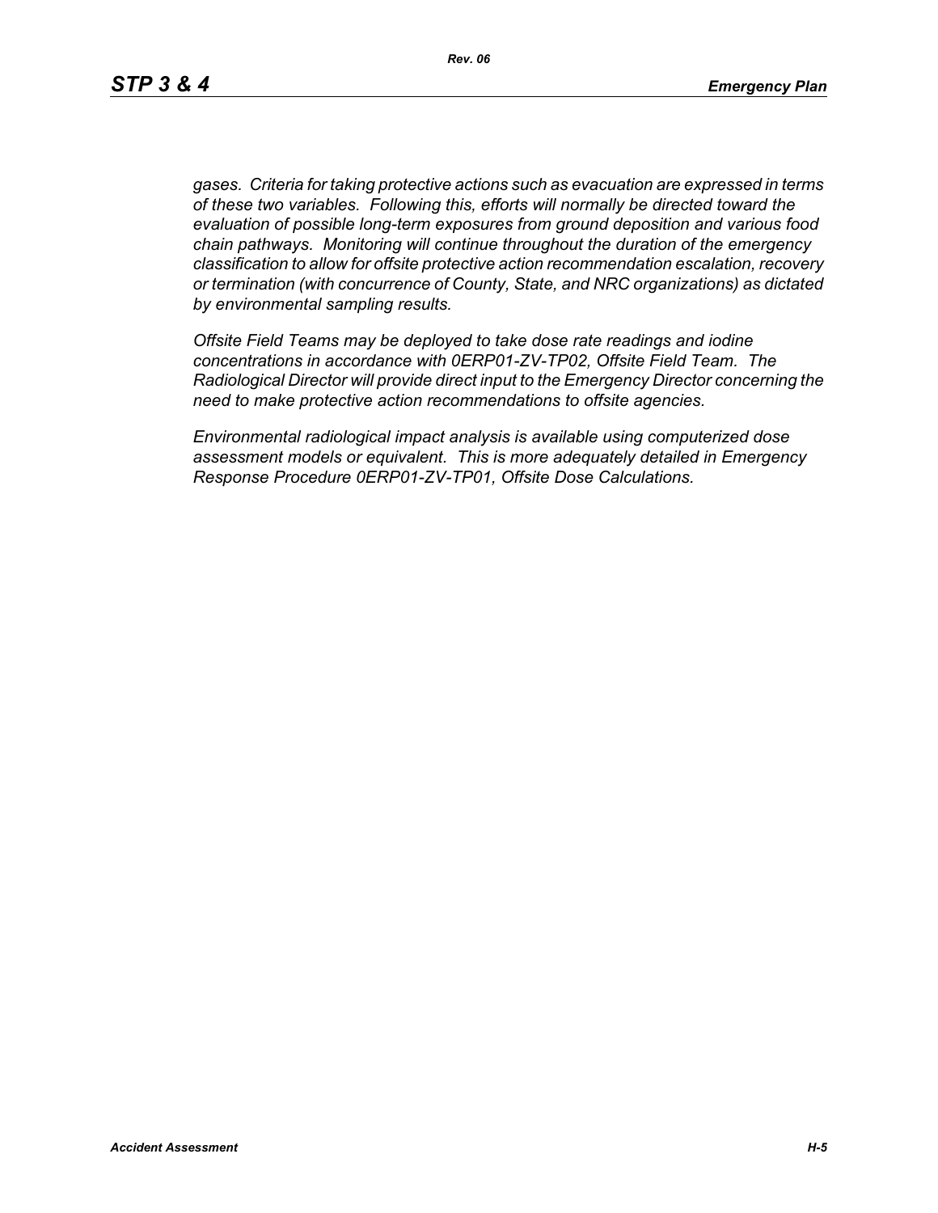*gases. Criteria for taking protective actions such as evacuation are expressed in terms of these two variables. Following this, efforts will normally be directed toward the evaluation of possible long-term exposures from ground deposition and various food chain pathways. Monitoring will continue throughout the duration of the emergency classification to allow for offsite protective action recommendation escalation, recovery or termination (with concurrence of County, State, and NRC organizations) as dictated by environmental sampling results.*

*Offsite Field Teams may be deployed to take dose rate readings and iodine concentrations in accordance with 0ERP01-ZV-TP02, Offsite Field Team. The Radiological Director will provide direct input to the Emergency Director concerning the need to make protective action recommendations to offsite agencies.*

*Environmental radiological impact analysis is available using computerized dose assessment models or equivalent. This is more adequately detailed in Emergency Response Procedure 0ERP01-ZV-TP01, Offsite Dose Calculations.*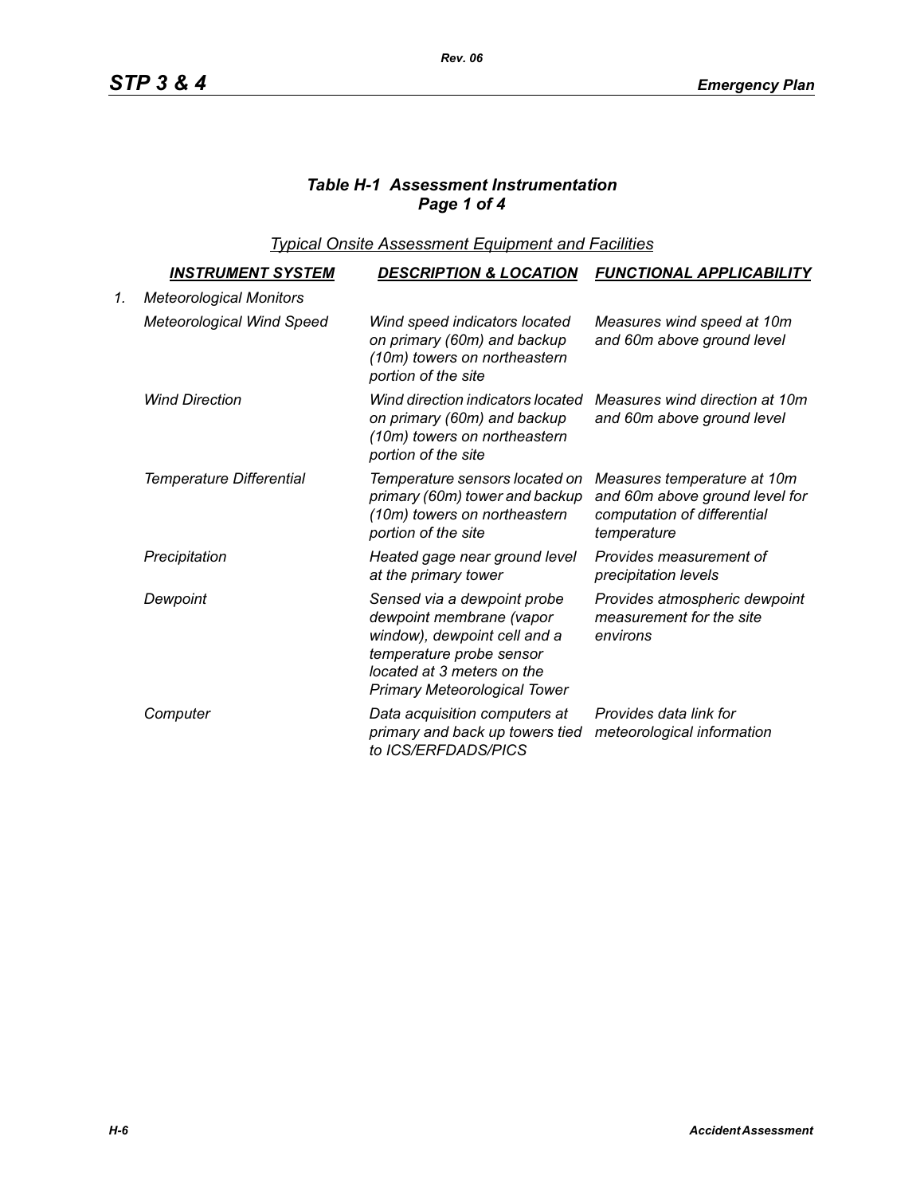### *Table H-1 Assessment Instrumentation*
### *Page 1 of 4*

*Typical Onsite Assessment Equipment and Facilities*

| | INSTRUMENT SYSTEM | DESCRIPTION & LOCATION | FUNCTIONAL APPLICABILITY |
|---|---|---|---|
| 1. | *Meteorological Monitors* | | |
| | *Meteorological Wind Speed* | *Wind speed indicators located on primary (60m) and backup (10m) towers on northeastern portion of the site* | *Measures wind speed at 10m and 60m above ground level* |
| | *Wind Direction* | *Wind direction indicators located on primary (60m) and backup (10m) towers on northeastern portion of the site* | *Measures wind direction at 10m and 60m above ground level* |
| | *Temperature Differential* | *Temperature sensors located on primary (60m) tower and backup (10m) towers on northeastern portion of the site* | *Measures temperature at 10m and 60m above ground level for computation of differential temperature* |
| | *Precipitation* | *Heated gage near ground level at the primary tower* | *Provides measurement of precipitation levels* |
| | *Dewpoint* | *Sensed via a dewpoint probe dewpoint membrane (vapor window), dewpoint cell and a temperature probe sensor located at 3 meters on the Primary Meteorological Tower* | *Provides atmospheric dewpoint measurement for the site environs* |
| | *Computer* | *Data acquisition computers at primary and back up towers tied to ICS/ERFDADS/PICS* | *Provides data link for meteorological information* |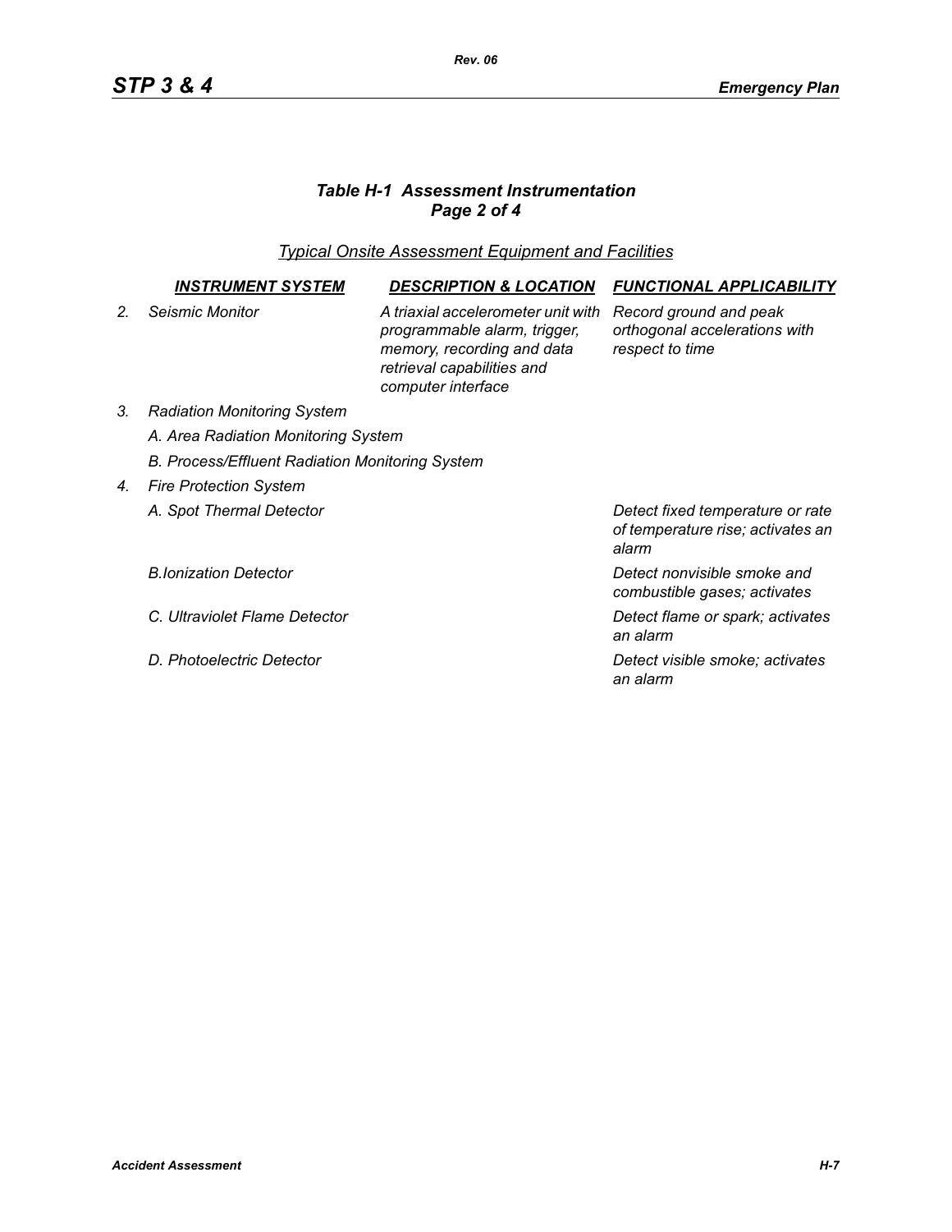### *Table H-1 Assessment Instrumentation*
### *Page 2 of 4*

*Typical Onsite Assessment Equipment and Facilities*

| | INSTRUMENT SYSTEM | DESCRIPTION & LOCATION | FUNCTIONAL APPLICABILITY |
|---|---|---|---|
| *2.* | *Seismic Monitor* | *A triaxial accelerometer unit with programmable alarm, trigger, memory, recording and data retrieval capabilities and computer interface* | *Record ground and peak orthogonal accelerations with respect to time* |
| *3.* | *Radiation Monitoring System* | | |
| | *A. Area Radiation Monitoring System* | | |
| | *B. Process/Effluent Radiation Monitoring System* | | |
| *4.* | *Fire Protection System* | | |
| | *A. Spot Thermal Detector* | | *Detect fixed temperature or rate of temperature rise; activates an alarm* |
| | *B.Ionization Detector* | | *Detect nonvisible smoke and combustible gases; activates* |
| | *C. Ultraviolet Flame Detector* | | *Detect flame or spark; activates an alarm* |
| | *D. Photoelectric Detector* | | *Detect visible smoke; activates an alarm* |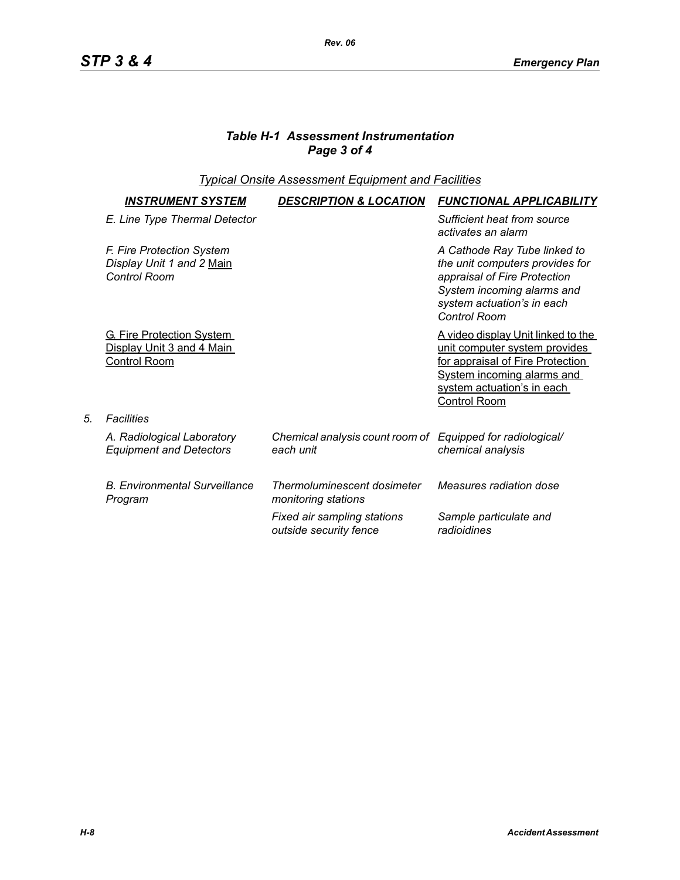### *Table H-1 Assessment Instrumentation*
### *Page 3 of 4*

*Typical Onsite Assessment Equipment and Facilities*

| | ***INSTRUMENT SYSTEM*** | ***DESCRIPTION & LOCATION*** | ***FUNCTIONAL APPLICABILITY*** |
|---|---|---|---|
| | *E. Line Type Thermal Detector* | | *Sufficient heat from source activates an alarm* |
| | *F. Fire Protection System Display Unit 1 and 2* Main *Control Room* | | *A Cathode Ray Tube linked to the unit computers provides for appraisal of Fire Protection System incoming alarms and system actuation's in each Control Room* |
| | G. Fire Protection System Display Unit 3 and 4 Main Control Room | | A video display Unit linked to the unit computer system provides for appraisal of Fire Protection System incoming alarms and system actuation's in each Control Room |
| *5.* | *Facilities* | | |
| | *A. Radiological Laboratory Equipment and Detectors* | *Chemical analysis count room of each unit* | *Equipped for radiological/ chemical analysis* |
| | *B. Environmental Surveillance Program* | *Thermoluminescent dosimeter monitoring stations* | *Measures radiation dose* |
| | | *Fixed air sampling stations outside security fence* | *Sample particulate and radioidines* |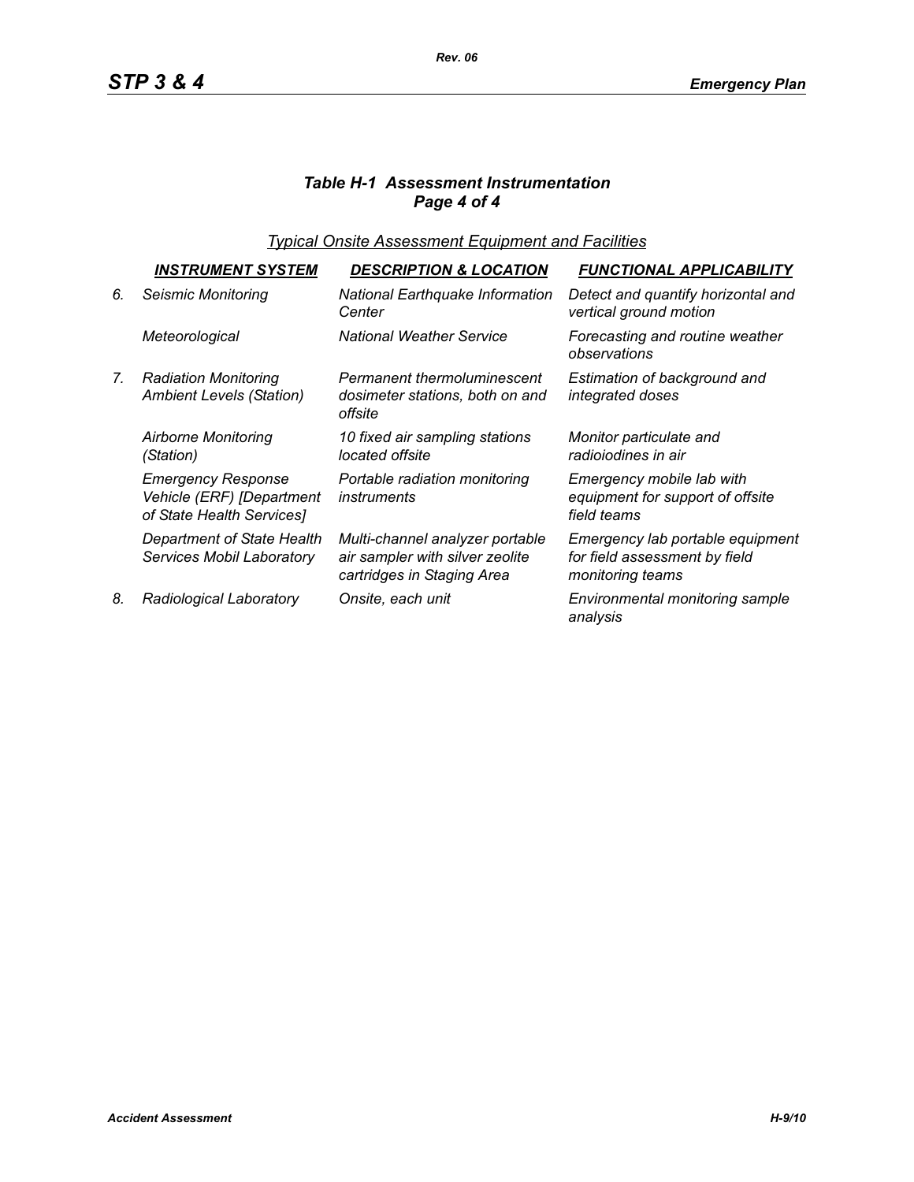### *Table H-1 Assessment Instrumentation*
### *Page 4 of 4*

*Typical Onsite Assessment Equipment and Facilities*

| | ***INSTRUMENT SYSTEM*** | ***DESCRIPTION & LOCATION*** | ***FUNCTIONAL APPLICABILITY*** |
|---|---|---|---|
| *6.* | *Seismic Monitoring* | *National Earthquake Information Center* | *Detect and quantify horizontal and vertical ground motion* |
| | *Meteorological* | *National Weather Service* | *Forecasting and routine weather observations* |
| *7.* | *Radiation Monitoring Ambient Levels (Station)* | *Permanent thermoluminescent dosimeter stations, both on and offsite* | *Estimation of background and integrated doses* |
| | *Airborne Monitoring (Station)* | *10 fixed air sampling stations located offsite* | *Monitor particulate and radioiodines in air* |
| | *Emergency Response Vehicle (ERF) [Department of State Health Services]* | *Portable radiation monitoring instruments* | *Emergency mobile lab with equipment for support of offsite field teams* |
| | *Department of State Health Services Mobil Laboratory* | *Multi-channel analyzer portable air sampler with silver zeolite cartridges in Staging Area* | *Emergency lab portable equipment for field assessment by field monitoring teams* |
| *8.* | *Radiological Laboratory* | *Onsite, each unit* | *Environmental monitoring sample analysis* |